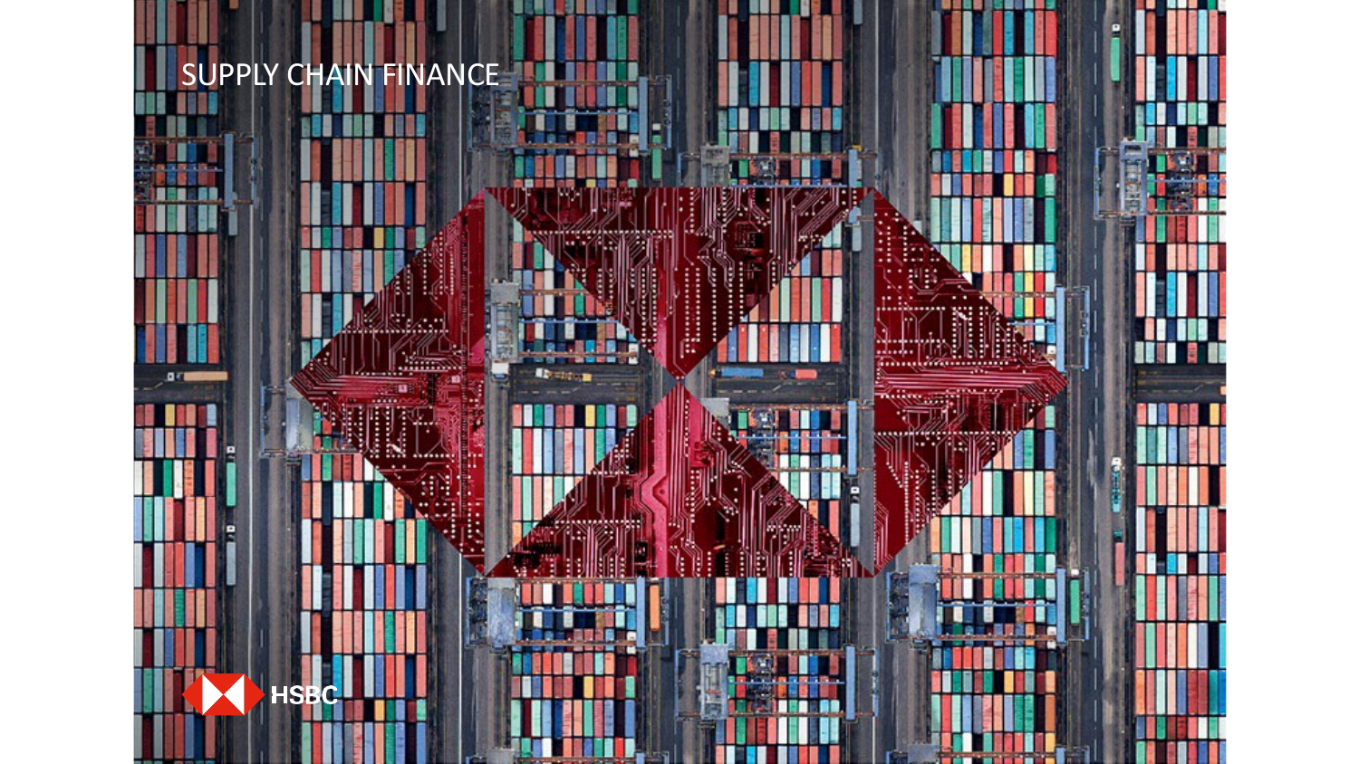# SUPPLY CHAIN FINANCE

HSBC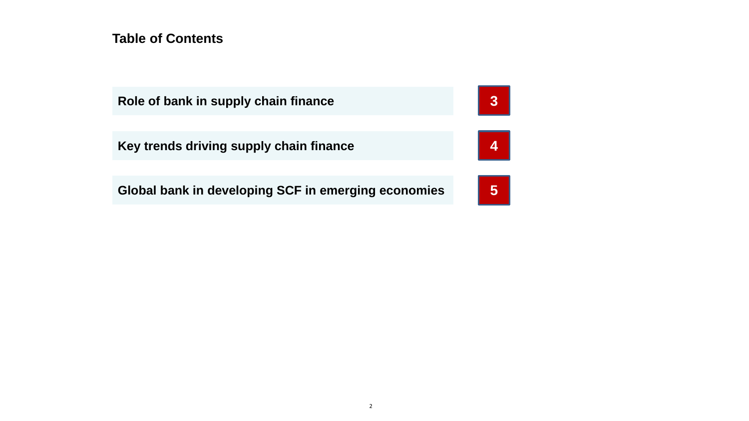# Table of Contents

| Section | Page |
| --- | --- |
| **Role of bank in supply chain finance** | 3 |
| **Key trends driving supply chain finance** | 4 |
| **Global bank in developing SCF in emerging economies** | 5 |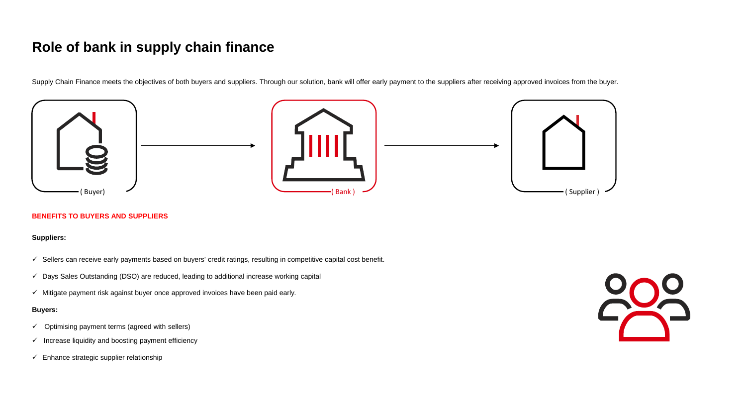# Role of bank in supply chain finance

Supply Chain Finance meets the objectives of both buyers and suppliers. Through our solution, bank will offer early payment to the suppliers after receiving approved invoices from the buyer.

( Buyer) → ( Bank ) → ( Supplier )

**BENEFITS TO BUYERS AND SUPPLIERS**

**Suppliers:**

- ✓ Sellers can receive early payments based on buyers' credit ratings, resulting in competitive capital cost benefit.
- ✓ Days Sales Outstanding (DSO) are reduced, leading to additional increase working capital
- ✓ Mitigate payment risk against buyer once approved invoices have been paid early.

**Buyers:**

- ✓ Optimising payment terms (agreed with sellers)
- ✓ Increase liquidity and boosting payment efficiency
- ✓ Enhance strategic supplier relationship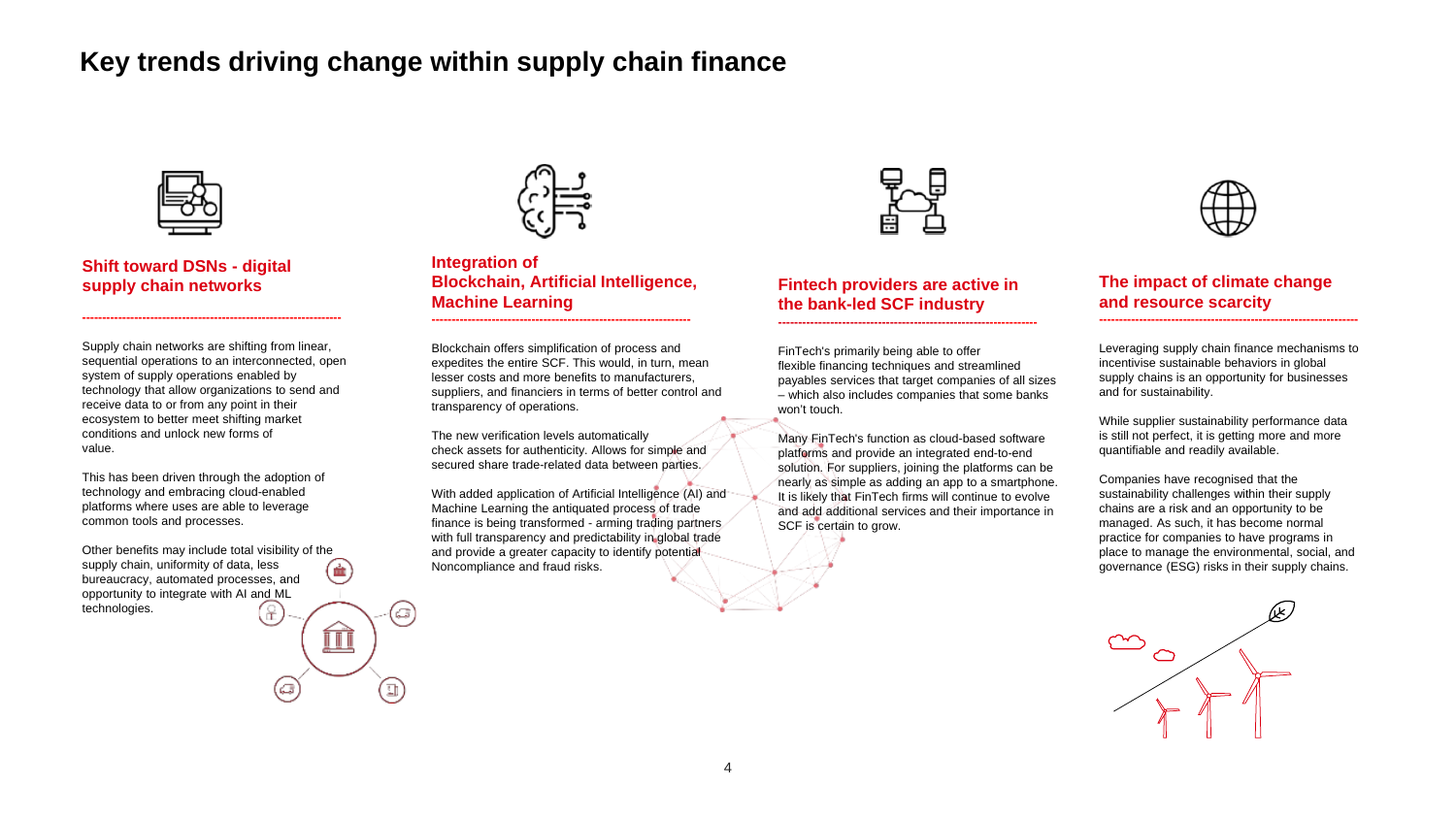# Key trends driving change within supply chain finance

## Shift toward DSNs - digital supply chain networks

Supply chain networks are shifting from linear, sequential operations to an interconnected, open system of supply operations enabled by technology that allow organizations to send and receive data to or from any point in their ecosystem to better meet shifting market conditions and unlock new forms of value.

This has been driven through the adoption of technology and embracing cloud-enabled platforms where uses are able to leverage common tools and processes.

Other benefits may include total visibility of the supply chain, uniformity of data, less bureaucracy, automated processes, and opportunity to integrate with AI and ML technologies.

## Integration of Blockchain, Artificial Intelligence, Machine Learning

Blockchain offers simplification of process and expedites the entire SCF. This would, in turn, mean lesser costs and more benefits to manufacturers, suppliers, and financiers in terms of better control and transparency of operations.

The new verification levels automatically check assets for authenticity. Allows for simple and secured share trade-related data between parties.

With added application of Artificial Intelligence (AI) and Machine Learning the antiquated process of trade finance is being transformed - arming trading partners with full transparency and predictability in global trade and provide a greater capacity to identify potential Noncompliance and fraud risks.

## Fintech providers are active in the bank-led SCF industry

FinTech's primarily being able to offer flexible financing techniques and streamlined payables services that target companies of all sizes – which also includes companies that some banks won't touch.

Many FinTech's function as cloud-based software platforms and provide an integrated end-to-end solution. For suppliers, joining the platforms can be nearly as simple as adding an app to a smartphone. It is likely that FinTech firms will continue to evolve and add additional services and their importance in SCF is certain to grow.

## The impact of climate change and resource scarcity

Leveraging supply chain finance mechanisms to incentivise sustainable behaviors in global supply chains is an opportunity for businesses and for sustainability.

While supplier sustainability performance data is still not perfect, it is getting more and more quantifiable and readily available.

Companies have recognised that the sustainability challenges within their supply chains are a risk and an opportunity to be managed. As such, it has become normal practice for companies to have programs in place to manage the environmental, social, and governance (ESG) risks in their supply chains.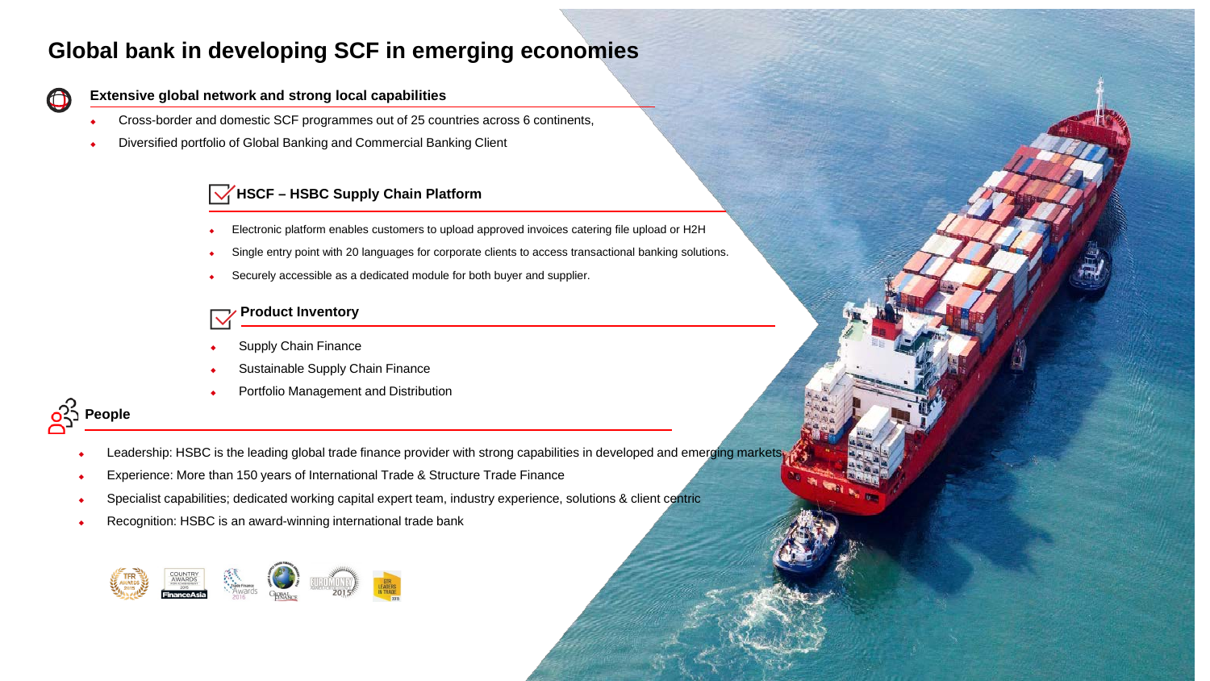# Global bank in developing SCF in emerging economies

### Extensive global network and strong local capabilities

- Cross-border and domestic SCF programmes out of 25 countries across 6 continents,
- Diversified portfolio of Global Banking and Commercial Banking Client

### HSCF – HSBC Supply Chain Platform

- Electronic platform enables customers to upload approved invoices catering file upload or H2H
- Single entry point with 20 languages for corporate clients to access transactional banking solutions.
- Securely accessible as a dedicated module for both buyer and supplier.

### Product Inventory

- Supply Chain Finance
- Sustainable Supply Chain Finance
- Portfolio Management and Distribution

### People

- Leadership: HSBC is the leading global trade finance provider with strong capabilities in developed and emerging markets
- Experience: More than 150 years of International Trade & Structure Trade Finance
- Specialist capabilities; dedicated working capital expert team, industry experience, solutions & client centric
- Recognition: HSBC is an award-winning international trade bank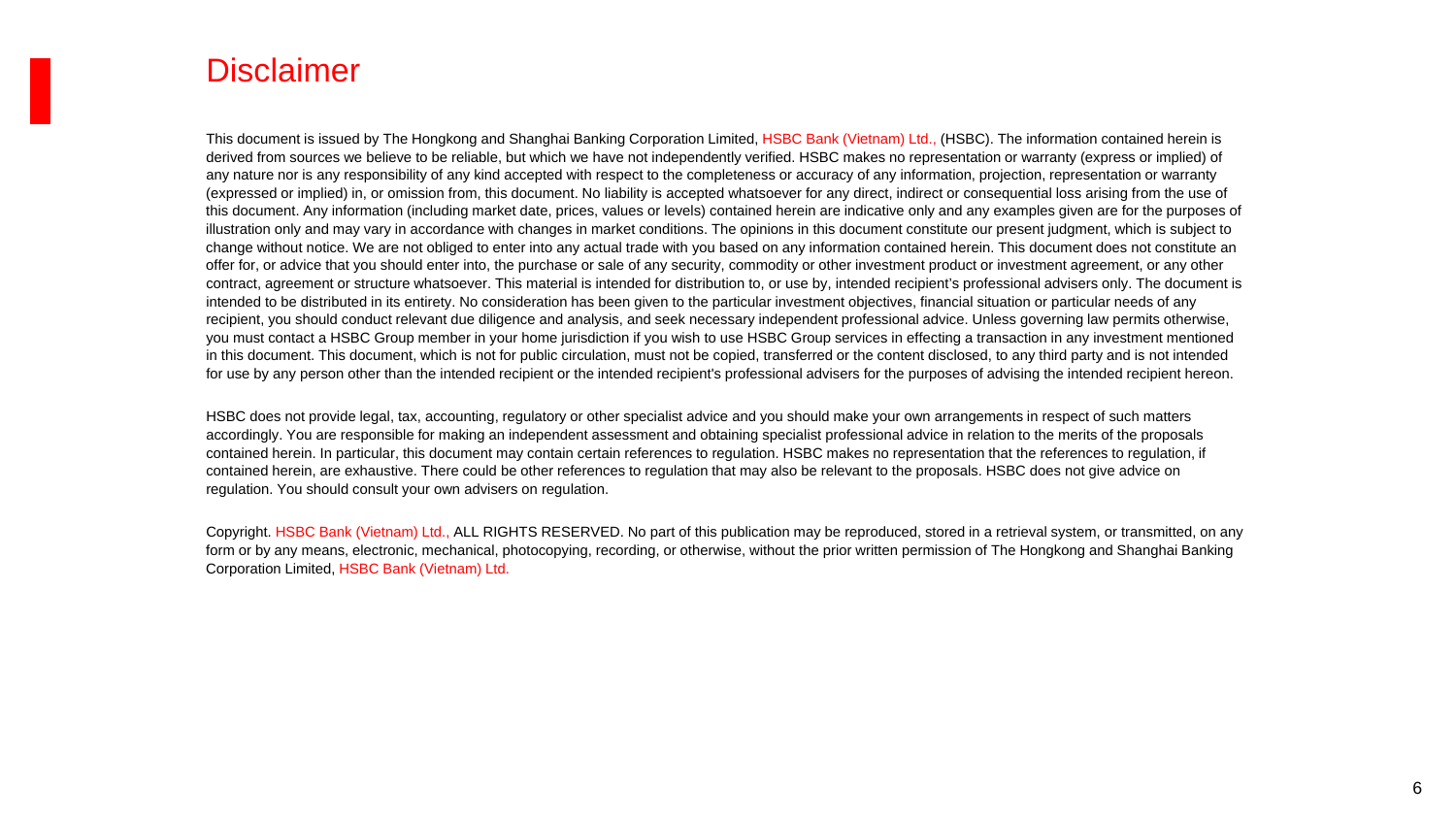# Disclaimer

This document is issued by The Hongkong and Shanghai Banking Corporation Limited, HSBC Bank (Vietnam) Ltd., (HSBC). The information contained herein is derived from sources we believe to be reliable, but which we have not independently verified. HSBC makes no representation or warranty (express or implied) of any nature nor is any responsibility of any kind accepted with respect to the completeness or accuracy of any information, projection, representation or warranty (expressed or implied) in, or omission from, this document. No liability is accepted whatsoever for any direct, indirect or consequential loss arising from the use of this document. Any information (including market date, prices, values or levels) contained herein are indicative only and any examples given are for the purposes of illustration only and may vary in accordance with changes in market conditions. The opinions in this document constitute our present judgment, which is subject to change without notice. We are not obliged to enter into any actual trade with you based on any information contained herein. This document does not constitute an offer for, or advice that you should enter into, the purchase or sale of any security, commodity or other investment product or investment agreement, or any other contract, agreement or structure whatsoever. This material is intended for distribution to, or use by, intended recipient's professional advisers only. The document is intended to be distributed in its entirety. No consideration has been given to the particular investment objectives, financial situation or particular needs of any recipient, you should conduct relevant due diligence and analysis, and seek necessary independent professional advice. Unless governing law permits otherwise, you must contact a HSBC Group member in your home jurisdiction if you wish to use HSBC Group services in effecting a transaction in any investment mentioned in this document. This document, which is not for public circulation, must not be copied, transferred or the content disclosed, to any third party and is not intended for use by any person other than the intended recipient or the intended recipient's professional advisers for the purposes of advising the intended recipient hereon.

HSBC does not provide legal, tax, accounting, regulatory or other specialist advice and you should make your own arrangements in respect of such matters accordingly. You are responsible for making an independent assessment and obtaining specialist professional advice in relation to the merits of the proposals contained herein. In particular, this document may contain certain references to regulation. HSBC makes no representation that the references to regulation, if contained herein, are exhaustive. There could be other references to regulation that may also be relevant to the proposals. HSBC does not give advice on regulation. You should consult your own advisers on regulation.

Copyright. HSBC Bank (Vietnam) Ltd., ALL RIGHTS RESERVED. No part of this publication may be reproduced, stored in a retrieval system, or transmitted, on any form or by any means, electronic, mechanical, photocopying, recording, or otherwise, without the prior written permission of The Hongkong and Shanghai Banking Corporation Limited, HSBC Bank (Vietnam) Ltd.